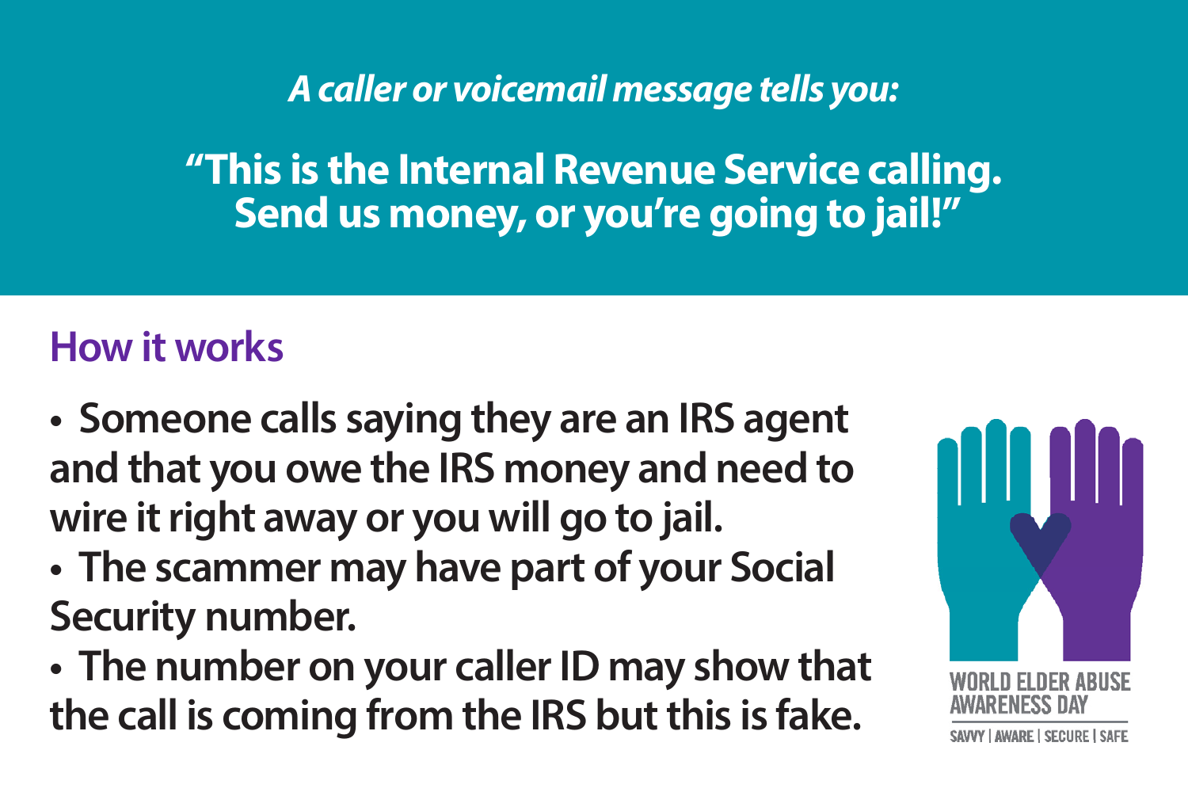*A caller or voicemail message tells you:*

**"This is the Internal Revenue Service calling. Send us money, or you're going to jail!"**

## How it works

- **Someone calls saying they are an IRS agent and that you owe the IRS money and need to wire it right away or you will go to jail.**
- **The scammer may have part of your Social Security number.**
- **The number on your caller ID may show that the call is coming from the IRS but this is fake.**

WORLD ELDER ABUSE AWARENESS DAY

SAVVY | AWARE | SECURE | SAFE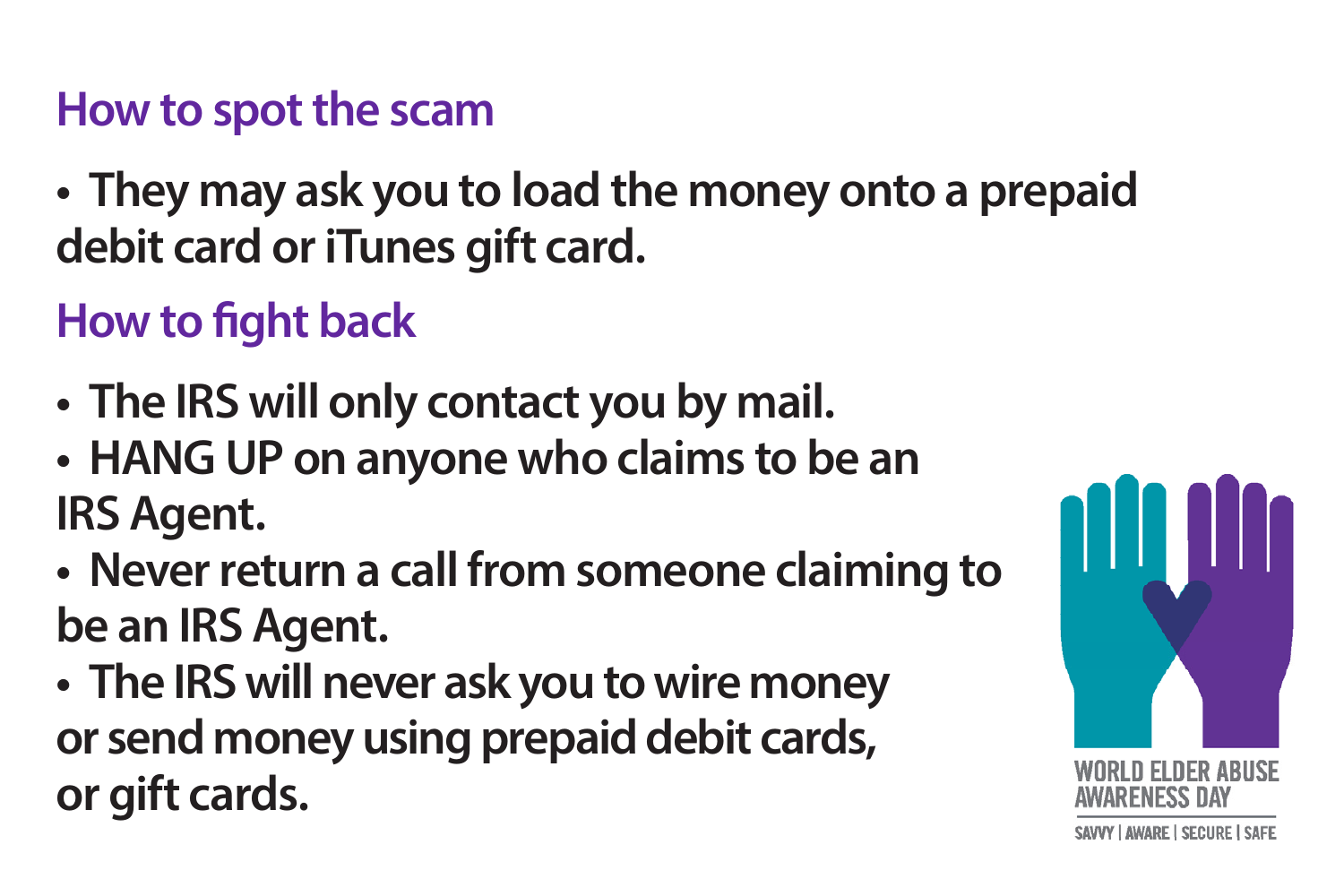## How to spot the scam

- They may ask you to load the money onto a prepaid debit card or iTunes gift card.

## How to fight back

- The IRS will only contact you by mail.
- HANG UP on anyone who claims to be an IRS Agent.
- Never return a call from someone claiming to be an IRS Agent.
- The IRS will never ask you to wire money or send money using prepaid debit cards, or gift cards.

WORLD ELDER ABUSE AWARENESS DAY

SAVVY | AWARE | SECURE | SAFE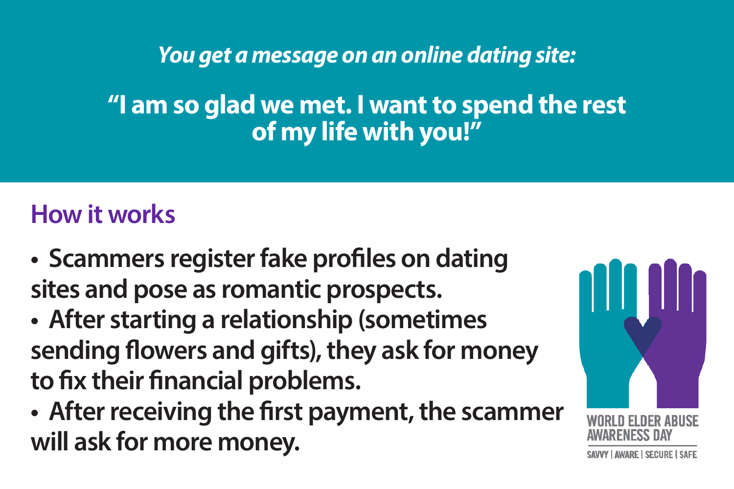*You get a message on an online dating site:*

**"I am so glad we met. I want to spend the rest of my life with you!"**

## How it works

- **Scammers register fake profiles on dating sites and pose as romantic prospects.**
- **After starting a relationship (sometimes sending flowers and gifts), they ask for money to fix their financial problems.**
- **After receiving the first payment, the scammer will ask for more money.**

WORLD ELDER ABUSE AWARENESS DAY

SAVVY | AWARE | SECURE | SAFE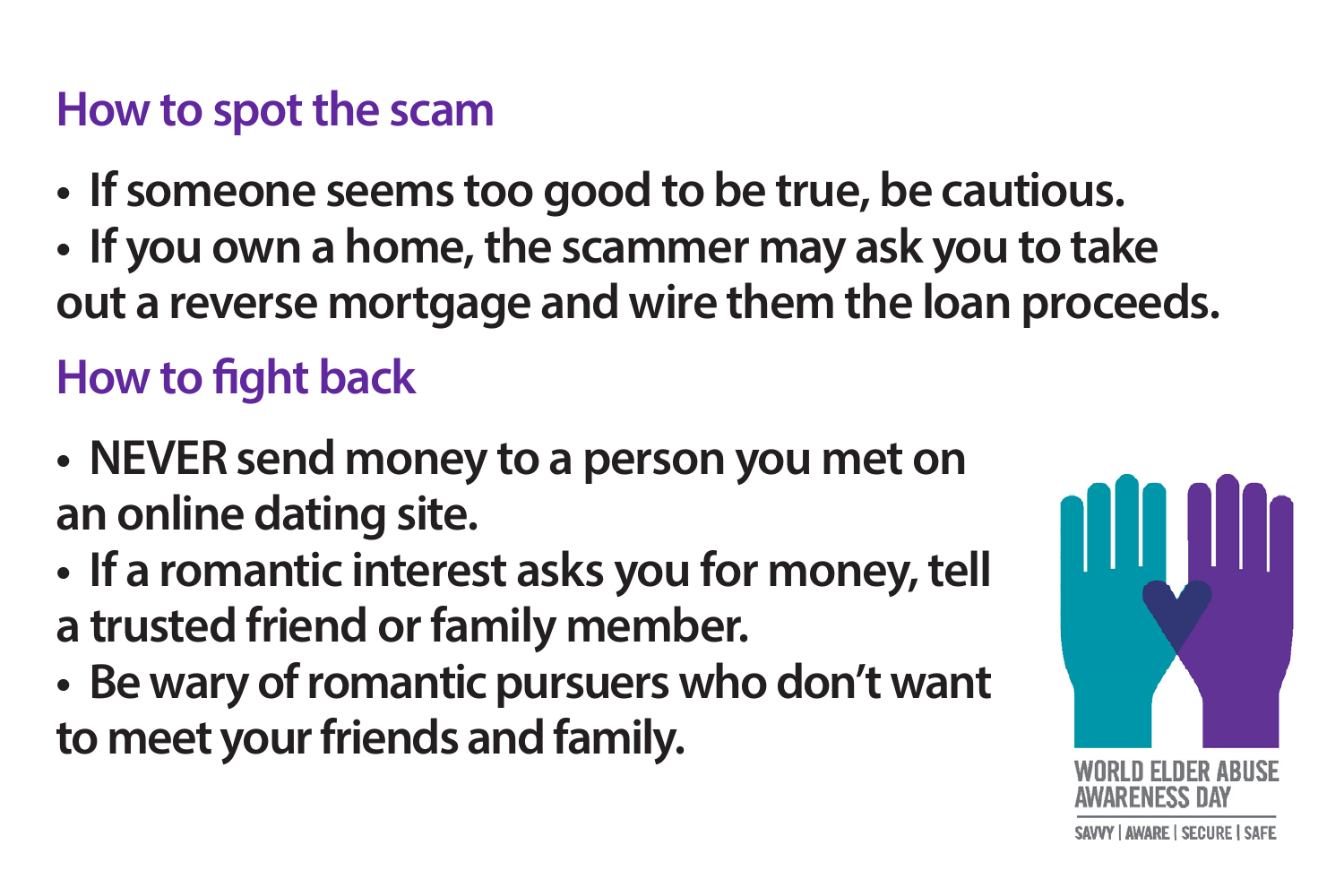## How to spot the scam

- If someone seems too good to be true, be cautious.
- If you own a home, the scammer may ask you to take out a reverse mortgage and wire them the loan proceeds.

## How to fight back

- NEVER send money to a person you met on an online dating site.
- If a romantic interest asks you for money, tell a trusted friend or family member.
- Be wary of romantic pursuers who don't want to meet your friends and family.

WORLD ELDER ABUSE AWARENESS DAY

SAVVY | AWARE | SECURE | SAFE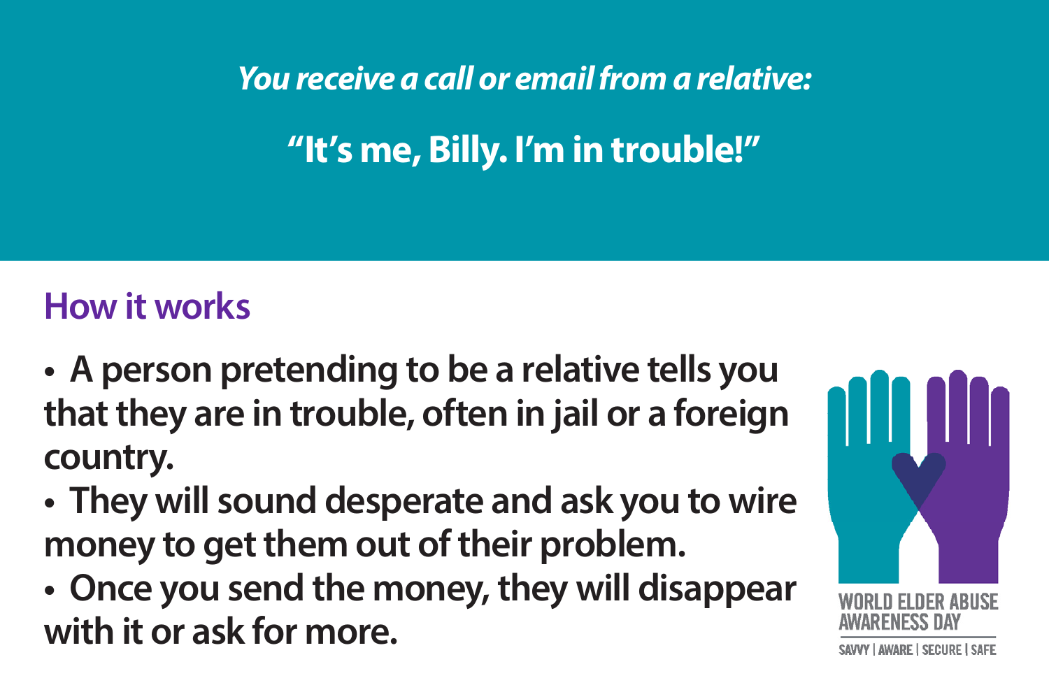*You receive a call or email from a relative:*

**"It's me, Billy. I'm in trouble!"**

## How it works

- **A person pretending to be a relative tells you that they are in trouble, often in jail or a foreign country.**
- **They will sound desperate and ask you to wire money to get them out of their problem.**
- **Once you send the money, they will disappear with it or ask for more.**

WORLD ELDER ABUSE AWARENESS DAY

SAVVY | AWARE | SECURE | SAFE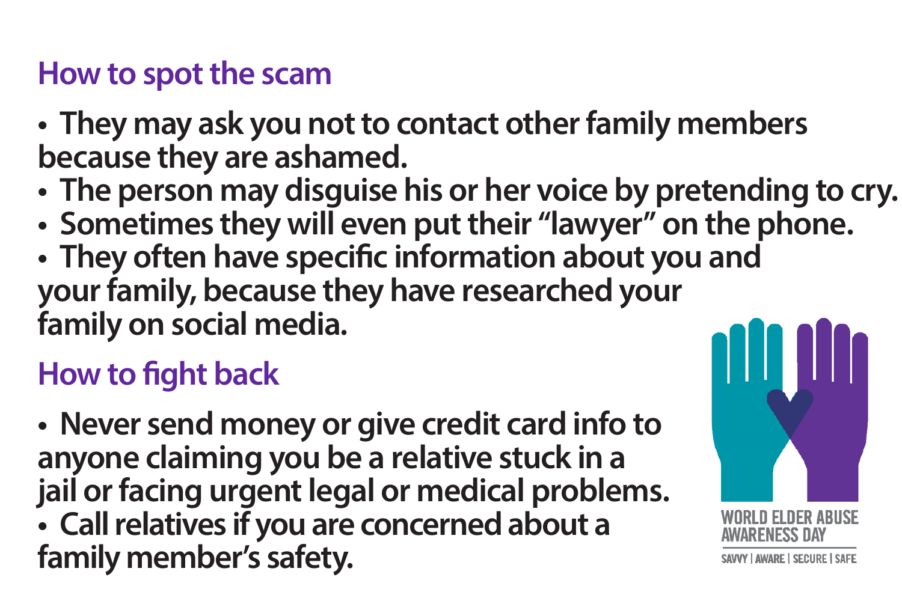## How to spot the scam

- They may ask you not to contact other family members because they are ashamed.
- The person may disguise his or her voice by pretending to cry.
- Sometimes they will even put their "lawyer" on the phone.
- They often have specific information about you and your family, because they have researched your family on social media.

## How to fight back

- Never send money or give credit card info to anyone claiming you be a relative stuck in a jail or facing urgent legal or medical problems.
- Call relatives if you are concerned about a family member's safety.

WORLD ELDER ABUSE AWARENESS DAY

SAVVY | AWARE | SECURE | SAFE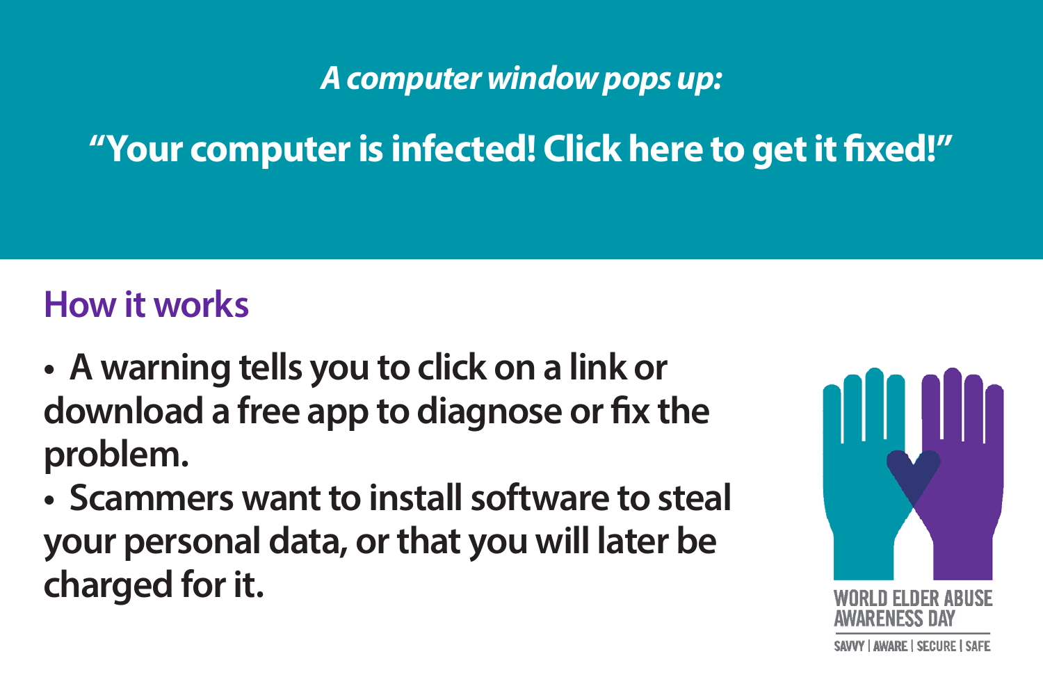***A computer window pops up:***

**"Your computer is infected! Click here to get it fixed!"**

## How it works

- **A warning tells you to click on a link or download a free app to diagnose or fix the problem.**
- **Scammers want to install software to steal your personal data, or that you will later be charged for it.**

WORLD ELDER ABUSE AWARENESS DAY

SAVVY | AWARE | SECURE | SAFE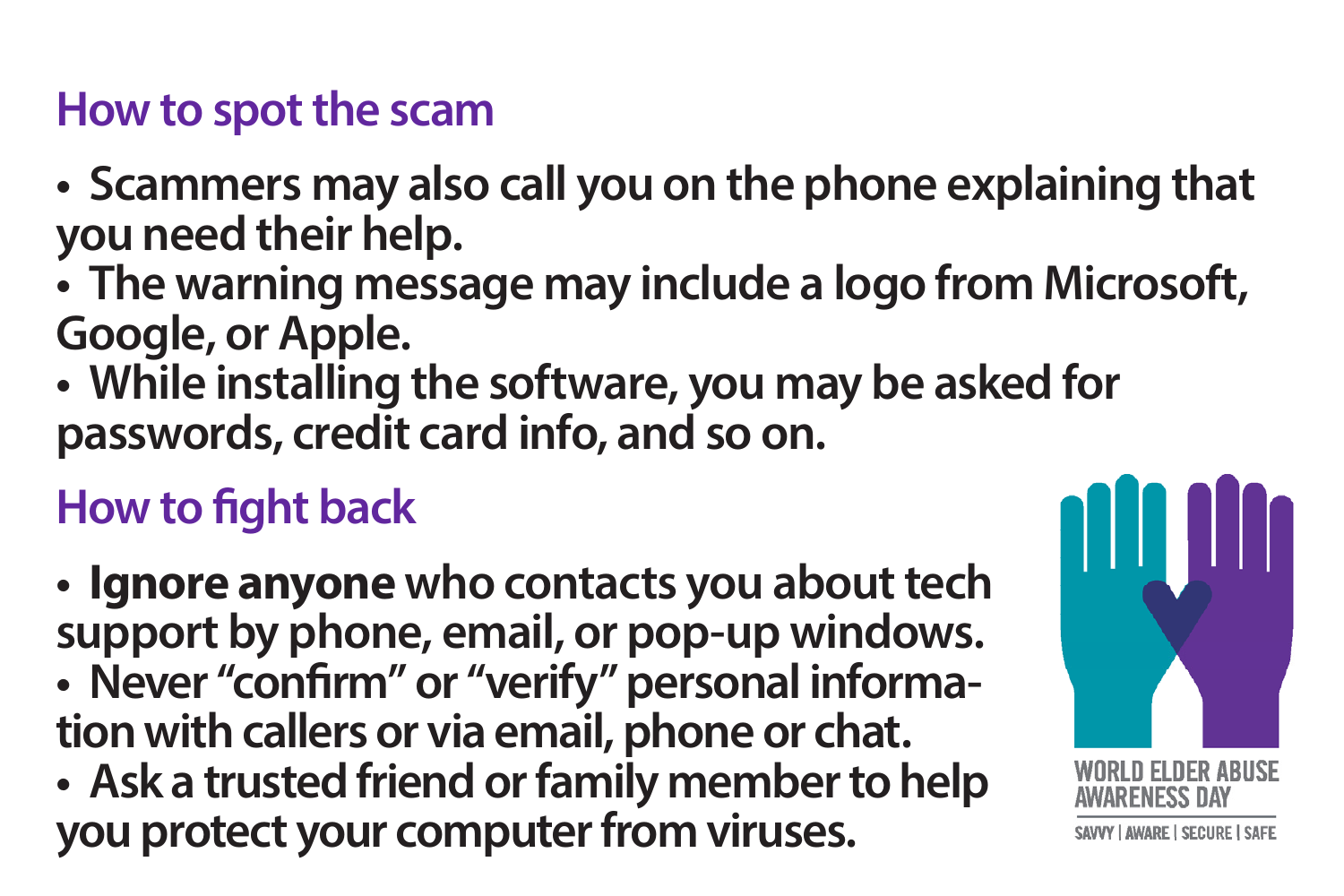## How to spot the scam

- Scammers may also call you on the phone explaining that you need their help.
- The warning message may include a logo from Microsoft, Google, or Apple.
- While installing the software, you may be asked for passwords, credit card info, and so on.

## How to fight back

- **Ignore anyone** who contacts you about tech support by phone, email, or pop-up windows.
- Never "confirm" or "verify" personal information with callers or via email, phone or chat.
- Ask a trusted friend or family member to help you protect your computer from viruses.

WORLD ELDER ABUSE AWARENESS DAY

SAVVY | AWARE | SECURE | SAFE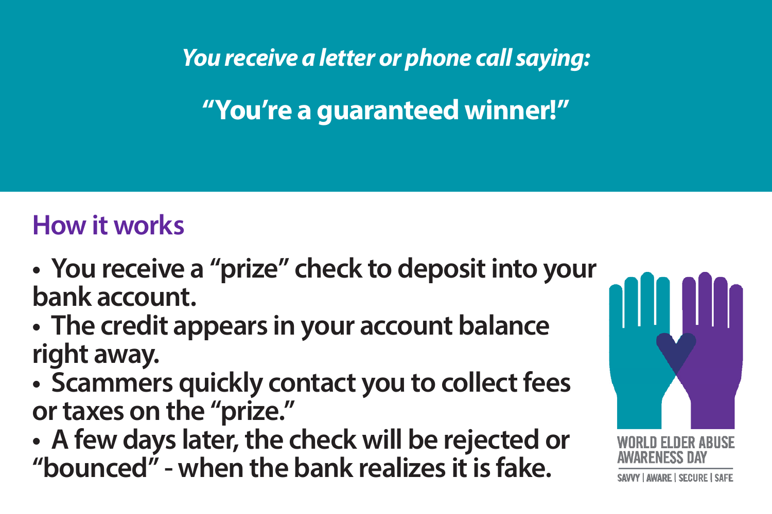*You receive a letter or phone call saying:*

**"You're a guaranteed winner!"**

## How it works

- **You receive a "prize" check to deposit into your bank account.**
- **The credit appears in your account balance right away.**
- **Scammers quickly contact you to collect fees or taxes on the "prize."**
- **A few days later, the check will be rejected or "bounced" - when the bank realizes it is fake.**

WORLD ELDER ABUSE AWARENESS DAY

SAVVY | AWARE | SECURE | SAFE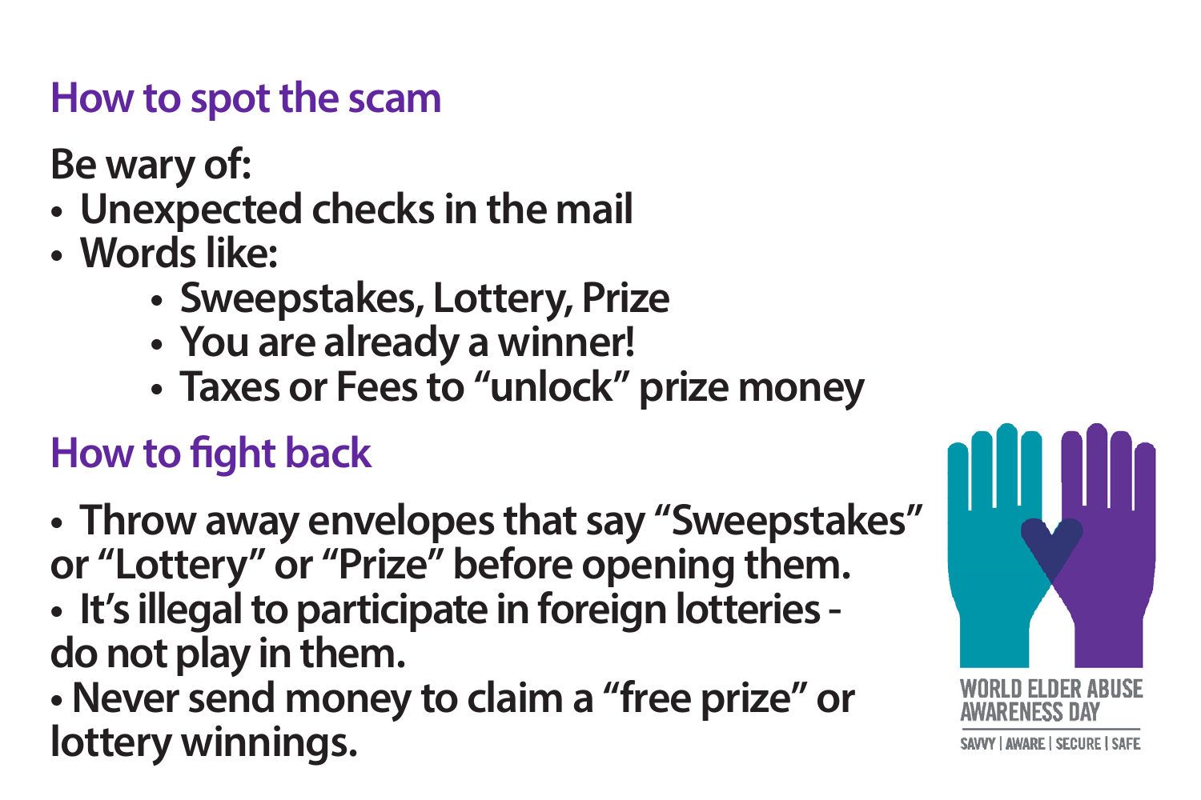## How to spot the scam

**Be wary of:**

- **Unexpected checks in the mail**
- **Words like:**
  - **Sweepstakes, Lottery, Prize**
  - **You are already a winner!**
  - **Taxes or Fees to "unlock" prize money**

## How to fight back

- **Throw away envelopes that say "Sweepstakes" or "Lottery" or "Prize" before opening them.**
- **It's illegal to participate in foreign lotteries - do not play in them.**
- **Never send money to claim a "free prize" or lottery winnings.**

WORLD ELDER ABUSE AWARENESS DAY

SAVVY | AWARE | SECURE | SAFE